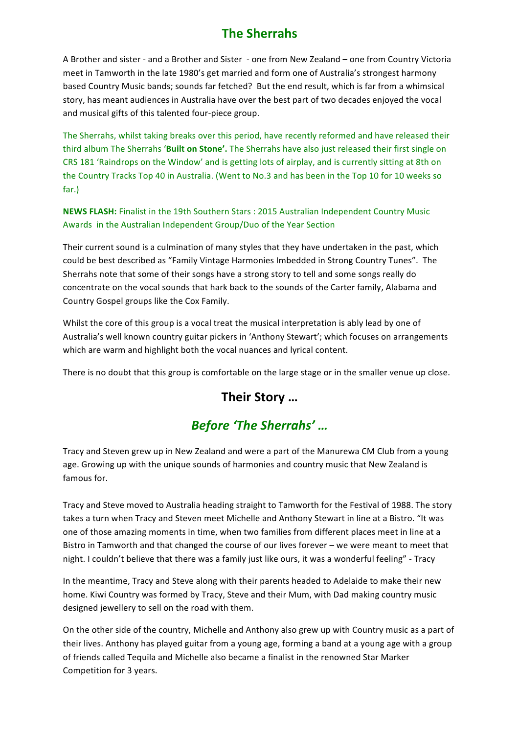# The Sherrahs

A Brother and sister - and a Brother and Sister - one from New Zealand – one from Country Victoria meet in Tamworth in the late 1980's get married and form one of Australia's strongest harmony based Country Music bands; sounds far fetched? But the end result, which is far from a whimsical story, has meant audiences in Australia have over the best part of two decades enjoyed the vocal and musical gifts of this talented four-piece group.

The Sherrahs, whilst taking breaks over this period, have recently reformed and have released their third album The Sherrahs '**Built on Stone'.** The Sherrahs have also just released their first single on CRS 181 'Raindrops on the Window' and is getting lots of airplay, and is currently sitting at 8th on the Country Tracks Top 40 in Australia. (Went to No.3 and has been in the Top 10 for 10 weeks so far.)

**NEWS FLASH:** Finalist in the 19th Southern Stars : 2015 Australian Independent Country Music Awards in the Australian Independent Group/Duo of the Year Section

Their current sound is a culmination of many styles that they have undertaken in the past, which could be best described as "Family Vintage Harmonies Imbedded in Strong Country Tunes". The Sherrahs note that some of their songs have a strong story to tell and some songs really do concentrate on the vocal sounds that hark back to the sounds of the Carter family, Alabama and Country Gospel groups like the Cox Family.

Whilst the core of this group is a vocal treat the musical interpretation is ably lead by one of Australia's well known country guitar pickers in 'Anthony Stewart'; which focuses on arrangements which are warm and highlight both the vocal nuances and lyrical content.

There is no doubt that this group is comfortable on the large stage or in the smaller venue up close.

## Their Story …

## *Before 'The Sherrahs' …*

Tracy and Steven grew up in New Zealand and were a part of the Manurewa CM Club from a young age. Growing up with the unique sounds of harmonies and country music that New Zealand is famous for.

Tracy and Steve moved to Australia heading straight to Tamworth for the Festival of 1988. The story takes a turn when Tracy and Steven meet Michelle and Anthony Stewart in line at a Bistro. "It was one of those amazing moments in time, when two families from different places meet in line at a Bistro in Tamworth and that changed the course of our lives forever – we were meant to meet that night. I couldn't believe that there was a family just like ours, it was a wonderful feeling" - Tracy

In the meantime, Tracy and Steve along with their parents headed to Adelaide to make their new home. Kiwi Country was formed by Tracy, Steve and their Mum, with Dad making country music designed jewellery to sell on the road with them.

On the other side of the country, Michelle and Anthony also grew up with Country music as a part of their lives. Anthony has played guitar from a young age, forming a band at a young age with a group of friends called Tequila and Michelle also became a finalist in the renowned Star Marker Competition for 3 years.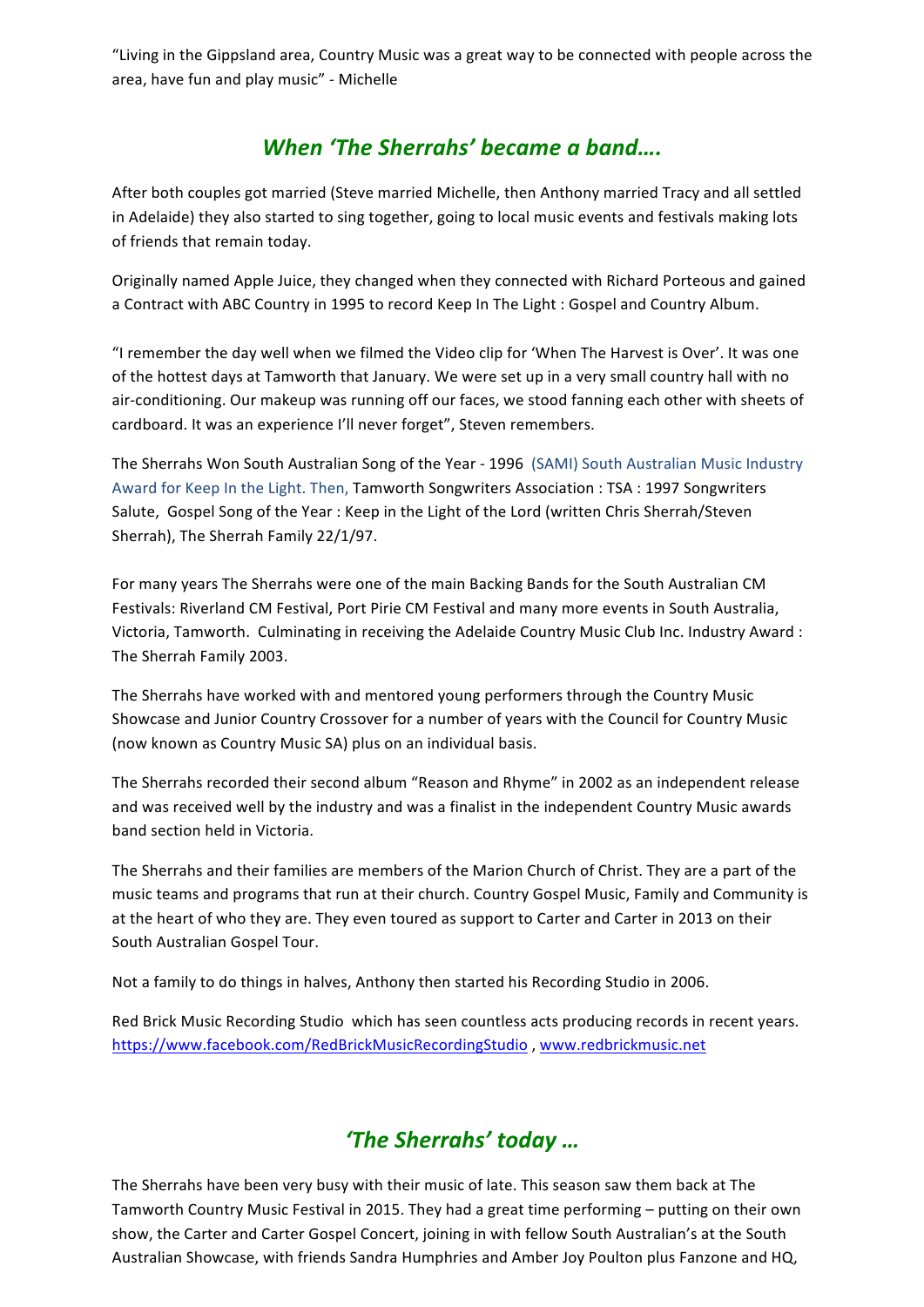"Living in the Gippsland area, Country Music was a great way to be connected with people across the area, have fun and play music" - Michelle

## *When 'The Sherrahs' became a band….*

After both couples got married (Steve married Michelle, then Anthony married Tracy and all settled in Adelaide) they also started to sing together, going to local music events and festivals making lots of friends that remain today.

Originally named Apple Juice, they changed when they connected with Richard Porteous and gained a Contract with ABC Country in 1995 to record Keep In The Light : Gospel and Country Album.

"I remember the day well when we filmed the Video clip for 'When The Harvest is Over'. It was one of the hottest days at Tamworth that January. We were set up in a very small country hall with no air-conditioning. Our makeup was running off our faces, we stood fanning each other with sheets of cardboard. It was an experience I'll never forget", Steven remembers.

The Sherrahs Won South Australian Song of the Year - 1996 (SAMI) South Australian Music Industry Award for Keep In the Light. Then, Tamworth Songwriters Association : TSA : 1997 Songwriters Salute, Gospel Song of the Year : Keep in the Light of the Lord (written Chris Sherrah/Steven Sherrah), The Sherrah Family 22/1/97.

For many years The Sherrahs were one of the main Backing Bands for the South Australian CM Festivals: Riverland CM Festival, Port Pirie CM Festival and many more events in South Australia, Victoria, Tamworth. Culminating in receiving the Adelaide Country Music Club Inc. Industry Award : The Sherrah Family 2003.

The Sherrahs have worked with and mentored young performers through the Country Music Showcase and Junior Country Crossover for a number of years with the Council for Country Music (now known as Country Music SA) plus on an individual basis.

The Sherrahs recorded their second album "Reason and Rhyme" in 2002 as an independent release and was received well by the industry and was a finalist in the independent Country Music awards band section held in Victoria.

The Sherrahs and their families are members of the Marion Church of Christ. They are a part of the music teams and programs that run at their church. Country Gospel Music, Family and Community is at the heart of who they are. They even toured as support to Carter and Carter in 2013 on their South Australian Gospel Tour.

Not a family to do things in halves, Anthony then started his Recording Studio in 2006.

Red Brick Music Recording Studio which has seen countless acts producing records in recent years. https://www.facebook.com/RedBrickMusicRecordingStudio , www.redbrickmusic.net

## *'The Sherrahs' today …*

The Sherrahs have been very busy with their music of late. This season saw them back at The Tamworth Country Music Festival in 2015. They had a great time performing – putting on their own show, the Carter and Carter Gospel Concert, joining in with fellow South Australian's at the South Australian Showcase, with friends Sandra Humphries and Amber Joy Poulton plus Fanzone and HQ,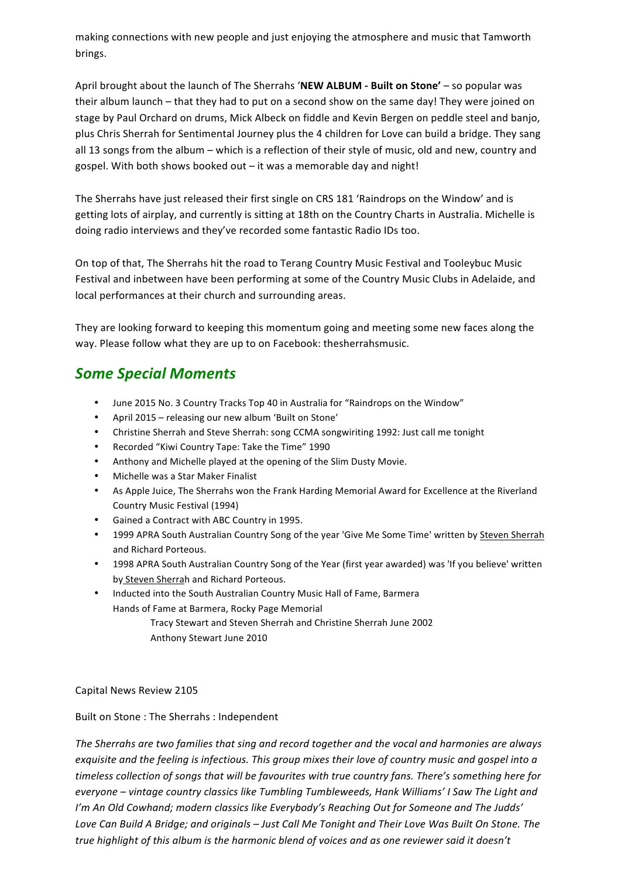making connections with new people and just enjoying the atmosphere and music that Tamworth brings.

April brought about the launch of The Sherrahs '**NEW ALBUM - Built on Stone'** – so popular was their album launch – that they had to put on a second show on the same day! They were joined on stage by Paul Orchard on drums, Mick Albeck on fiddle and Kevin Bergen on peddle steel and banjo, plus Chris Sherrah for Sentimental Journey plus the 4 children for Love can build a bridge. They sang all 13 songs from the album – which is a reflection of their style of music, old and new, country and gospel. With both shows booked out – it was a memorable day and night!

The Sherrahs have just released their first single on CRS 181 'Raindrops on the Window' and is getting lots of airplay, and currently is sitting at 18th on the Country Charts in Australia. Michelle is doing radio interviews and they've recorded some fantastic Radio IDs too.

On top of that, The Sherrahs hit the road to Terang Country Music Festival and Tooleybuc Music Festival and inbetween have been performing at some of the Country Music Clubs in Adelaide, and local performances at their church and surrounding areas.

They are looking forward to keeping this momentum going and meeting some new faces along the way. Please follow what they are up to on Facebook: thesherrahsmusic.

## *Some Special Moments*

- June 2015 No. 3 Country Tracks Top 40 in Australia for "Raindrops on the Window"
- April 2015 – releasing our new album 'Built on Stone'
- Christine Sherrah and Steve Sherrah: song CCMA songwiriting 1992: Just call me tonight
- Recorded "Kiwi Country Tape: Take the Time" 1990
- Anthony and Michelle played at the opening of the Slim Dusty Movie.
- Michelle was a Star Maker Finalist
- As Apple Juice, The Sherrahs won the Frank Harding Memorial Award for Excellence at the Riverland Country Music Festival (1994)
- Gained a Contract with ABC Country in 1995.
- 1999 APRA South Australian Country Song of the year 'Give Me Some Time' written by Steven Sherrah and Richard Porteous.
- 1998 APRA South Australian Country Song of the Year (first year awarded) was 'If you believe' written by Steven Sherrah and Richard Porteous.
- Inducted into the South Australian Country Music Hall of Fame, Barmera
  Hands of Fame at Barmera, Rocky Page Memorial
    - Tracy Stewart and Steven Sherrah and Christine Sherrah June 2002
    - Anthony Stewart June 2010

Capital News Review 2105

Built on Stone : The Sherrahs : Independent

*The Sherrahs are two families that sing and record together and the vocal and harmonies are always exquisite and the feeling is infectious. This group mixes their love of country music and gospel into a timeless collection of songs that will be favourites with true country fans. There's something here for everyone – vintage country classics like Tumbling Tumbleweeds, Hank Williams' I Saw The Light and I'm An Old Cowhand; modern classics like Everybody's Reaching Out for Someone and The Judds' Love Can Build A Bridge; and originals – Just Call Me Tonight and Their Love Was Built On Stone. The true highlight of this album is the harmonic blend of voices and as one reviewer said it doesn't*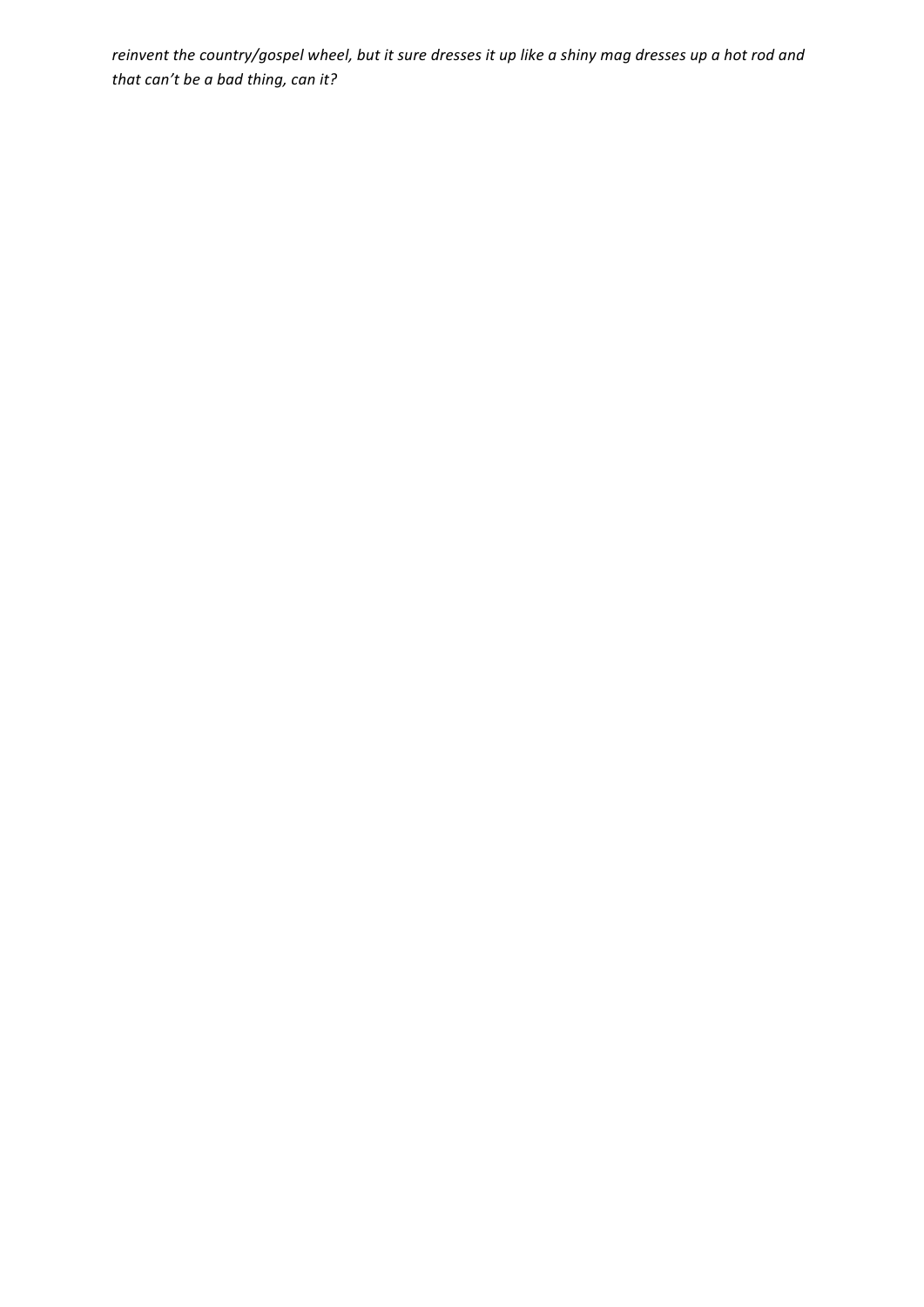*reinvent the country/gospel wheel, but it sure dresses it up like a shiny mag dresses up a hot rod and that can't be a bad thing, can it?*